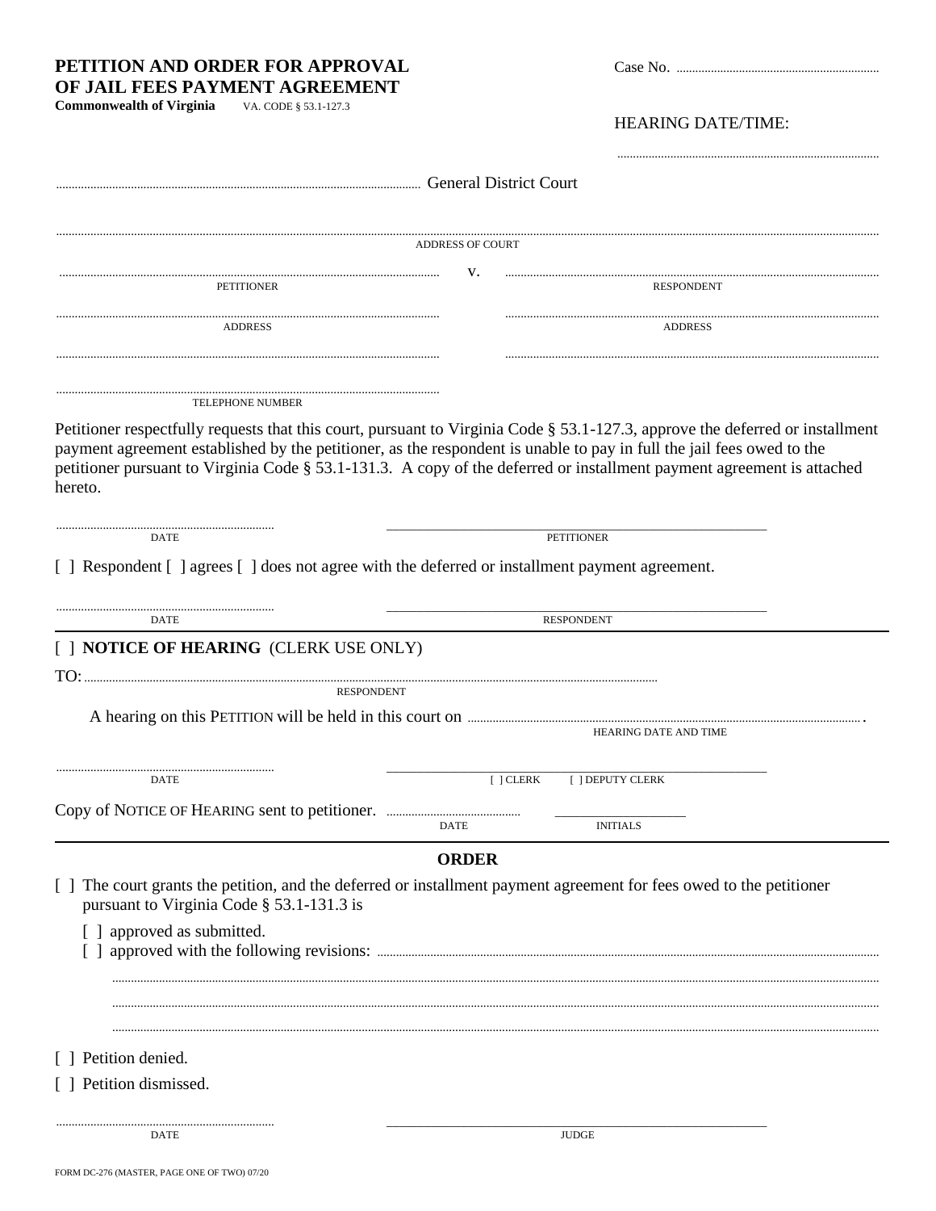# PETITION AND ORDER FOR APPROVAL OF JAIL FEES PAYMENT AGREEMENT

**Commonwealth of Virginia** VA. CODE § 53.1-127.3

Case No. ..........................................................

HEARING DATE/TIME:

..........................................................

.......................................................... General District Court

..........................................................
ADDRESS OF COURT

.......................................................... v. ..........................................................
PETITIONER RESPONDENT

.......................................................... ..........................................................
ADDRESS ADDRESS

.......................................................... ..........................................................

..........................................................
TELEPHONE NUMBER

Petitioner respectfully requests that this court, pursuant to Virginia Code § 53.1-127.3, approve the deferred or installment payment agreement established by the petitioner, as the respondent is unable to pay in full the jail fees owed to the petitioner pursuant to Virginia Code § 53.1-131.3. A copy of the deferred or installment payment agreement is attached hereto.

.......................................... __________________________________________
DATE PETITIONER

[ ] Respondent [ ] agrees [ ] does not agree with the deferred or installment payment agreement.

.......................................... __________________________________________
DATE RESPONDENT

[ ] **NOTICE OF HEARING** (CLERK USE ONLY)

TO: ..........................................................
RESPONDENT

A hearing on this PETITION will be held in this court on .......................................................... .
HEARING DATE AND TIME

.......................................... __________________________________________
DATE [ ] CLERK [ ] DEPUTY CLERK

Copy of NOTICE OF HEARING sent to petitioner. .................................. __________________
DATE INITIALS

## ORDER

[ ] The court grants the petition, and the deferred or installment payment agreement for fees owed to the petitioner pursuant to Virginia Code § 53.1-131.3 is

[ ] approved as submitted.
[ ] approved with the following revisions: ..........................................................

..........................................................

..........................................................

..........................................................

[ ] Petition denied.

[ ] Petition dismissed.

.......................................... __________________________________________
DATE JUDGE

FORM DC-276 (MASTER, PAGE ONE OF TWO) 07/20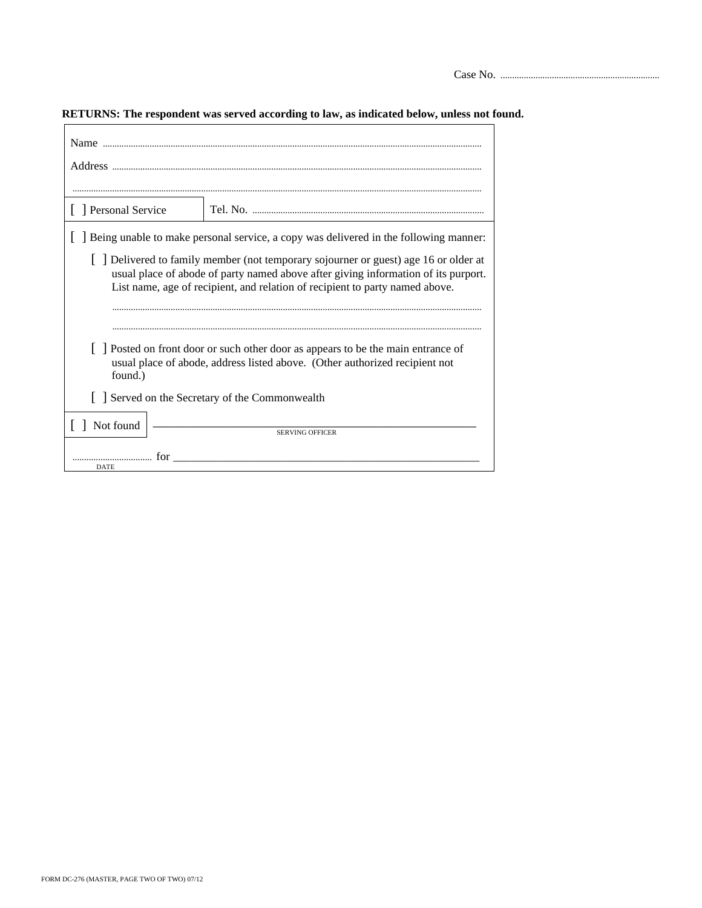Case No. ....................................................................

**RETURNS: The respondent was served according to law, as indicated below, unless not found.**

Name ....................................................................................................................................................

Address ................................................................................................................................................

...............................................................................................................................................................

[ ] Personal Service    Tel. No. ...................................................................................................

[ ] Being unable to make personal service, a copy was delivered in the following manner:

[ ] Delivered to family member (not temporary sojourner or guest) age 16 or older at usual place of abode of party named above after giving information of its purport. List name, age of recipient, and relation of recipient to party named above.

...............................................................................................................................................

...............................................................................................................................................

[ ] Posted on front door or such other door as appears to be the main entrance of usual place of abode, address listed above. (Other authorized recipient not found.)

[ ] Served on the Secretary of the Commonwealth

[ ] Not found    ____________________________________________________
SERVING OFFICER

.................................. for ____________________________________________________
DATE

FORM DC-276 (MASTER, PAGE TWO OF TWO) 07/12